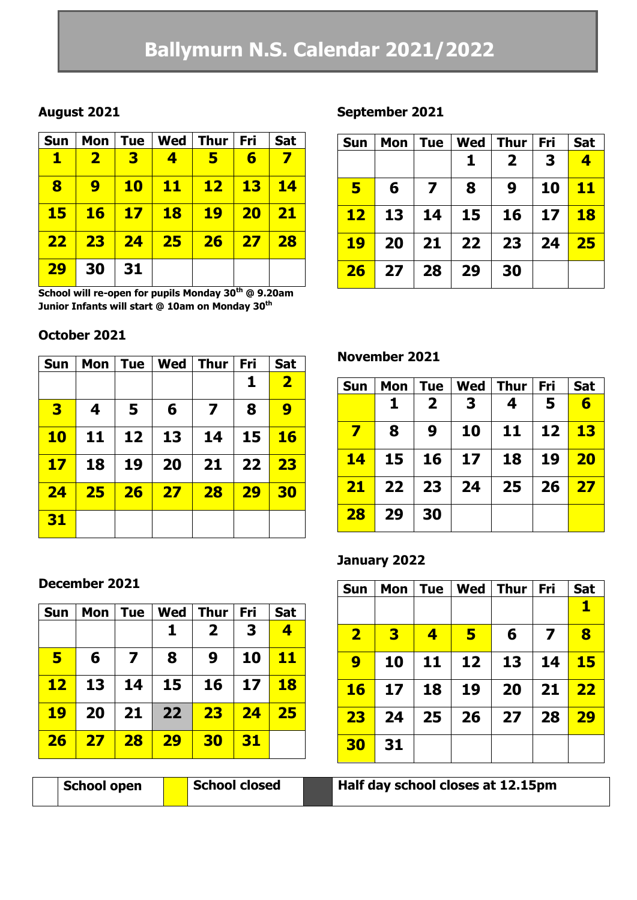# Ballymurn N.S. Calendar 2021/2022

### August 2021

| Sun | Mon | Tue | Wed | Thur | Fri | Sat |
|---|---|---|---|---|---|---|
| 1 | 2 | 3 | 4 | 5 | 6 | 7 |
| 8 | 9 | 10 | 11 | 12 | 13 | 14 |
| 15 | 16 | 17 | 18 | 19 | 20 | 21 |
| 22 | 23 | 24 | 25 | 26 | 27 | 28 |
| 29 | 30 | 31 | | | | |

**School will re-open for pupils Monday 30th @ 9.20am**
**Junior Infants will start @ 10am on Monday 30th**

### September 2021

| Sun | Mon | Tue | Wed | Thur | Fri | Sat |
|---|---|---|---|---|---|---|
| | | | 1 | 2 | 3 | 4 |
| 5 | 6 | 7 | 8 | 9 | 10 | 11 |
| 12 | 13 | 14 | 15 | 16 | 17 | 18 |
| 19 | 20 | 21 | 22 | 23 | 24 | 25 |
| 26 | 27 | 28 | 29 | 30 | | |

### October 2021

| Sun | Mon | Tue | Wed | Thur | Fri | Sat |
|---|---|---|---|---|---|---|
| | | | | | 1 | 2 |
| 3 | 4 | 5 | 6 | 7 | 8 | 9 |
| 10 | 11 | 12 | 13 | 14 | 15 | 16 |
| 17 | 18 | 19 | 20 | 21 | 22 | 23 |
| 24 | 25 | 26 | 27 | 28 | 29 | 30 |
| 31 | | | | | | |

### November 2021

| Sun | Mon | Tue | Wed | Thur | Fri | Sat |
|---|---|---|---|---|---|---|
| | 1 | 2 | 3 | 4 | 5 | 6 |
| 7 | 8 | 9 | 10 | 11 | 12 | 13 |
| 14 | 15 | 16 | 17 | 18 | 19 | 20 |
| 21 | 22 | 23 | 24 | 25 | 26 | 27 |
| 28 | 29 | 30 | | | | |

### December 2021

| Sun | Mon | Tue | Wed | Thur | Fri | Sat |
|---|---|---|---|---|---|---|
| | | | 1 | 2 | 3 | 4 |
| 5 | 6 | 7 | 8 | 9 | 10 | 11 |
| 12 | 13 | 14 | 15 | 16 | 17 | 18 |
| 19 | 20 | 21 | 22 | 23 | 24 | 25 |
| 26 | 27 | 28 | 29 | 30 | 31 | |

### January 2022

| Sun | Mon | Tue | Wed | Thur | Fri | Sat |
|---|---|---|---|---|---|---|
| | | | | | | 1 |
| 2 | 3 | 4 | 5 | 6 | 7 | 8 |
| 9 | 10 | 11 | 12 | 13 | 14 | 15 |
| 16 | 17 | 18 | 19 | 20 | 21 | 22 |
| 23 | 24 | 25 | 26 | 27 | 28 | 29 |
| 30 | 31 | | | | | |

| | School open | | School closed | | Half day school closes at 12.15pm |
|---|---|---|---|---|---|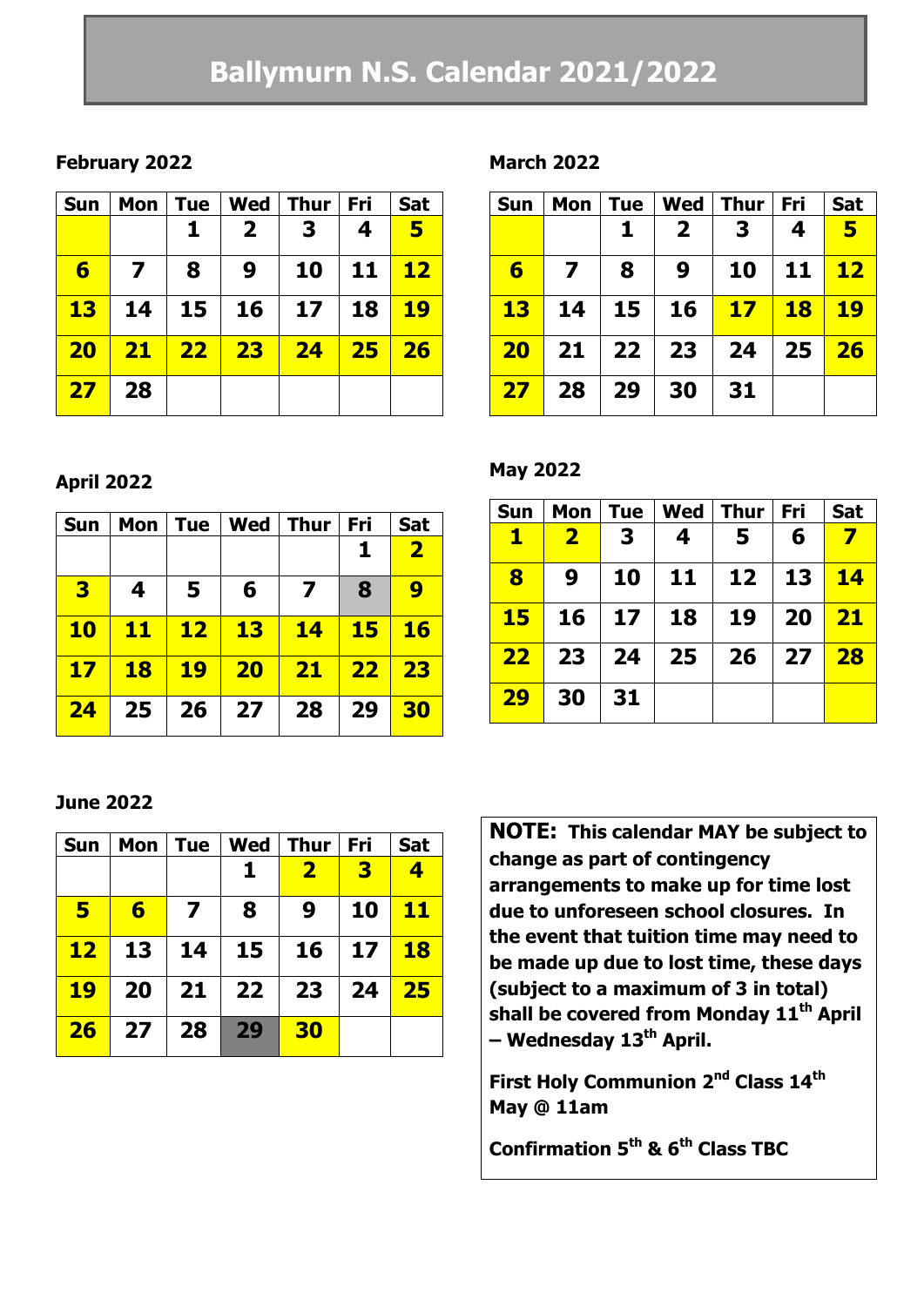# Ballymurn N.S. Calendar 2021/2022

### February 2022

| Sun | Mon | Tue | Wed | Thur | Fri | Sat |
|---|---|---|---|---|---|---|
| | | 1 | 2 | 3 | 4 | 5 |
| 6 | 7 | 8 | 9 | 10 | 11 | 12 |
| 13 | 14 | 15 | 16 | 17 | 18 | 19 |
| 20 | 21 | 22 | 23 | 24 | 25 | 26 |
| 27 | 28 | | | | | |

### March 2022

| Sun | Mon | Tue | Wed | Thur | Fri | Sat |
|---|---|---|---|---|---|---|
| | | 1 | 2 | 3 | 4 | 5 |
| 6 | 7 | 8 | 9 | 10 | 11 | 12 |
| 13 | 14 | 15 | 16 | 17 | 18 | 19 |
| 20 | 21 | 22 | 23 | 24 | 25 | 26 |
| 27 | 28 | 29 | 30 | 31 | | |

### April 2022

| Sun | Mon | Tue | Wed | Thur | Fri | Sat |
|---|---|---|---|---|---|---|
| | | | | | 1 | 2 |
| 3 | 4 | 5 | 6 | 7 | 8 | 9 |
| 10 | 11 | 12 | 13 | 14 | 15 | 16 |
| 17 | 18 | 19 | 20 | 21 | 22 | 23 |
| 24 | 25 | 26 | 27 | 28 | 29 | 30 |

### May 2022

| Sun | Mon | Tue | Wed | Thur | Fri | Sat |
|---|---|---|---|---|---|---|
| 1 | 2 | 3 | 4 | 5 | 6 | 7 |
| 8 | 9 | 10 | 11 | 12 | 13 | 14 |
| 15 | 16 | 17 | 18 | 19 | 20 | 21 |
| 22 | 23 | 24 | 25 | 26 | 27 | 28 |
| 29 | 30 | 31 | | | | |

### June 2022

| Sun | Mon | Tue | Wed | Thur | Fri | Sat |
|---|---|---|---|---|---|---|
| | | | 1 | 2 | 3 | 4 |
| 5 | 6 | 7 | 8 | 9 | 10 | 11 |
| 12 | 13 | 14 | 15 | 16 | 17 | 18 |
| 19 | 20 | 21 | 22 | 23 | 24 | 25 |
| 26 | 27 | 28 | 29 | 30 | | |

**NOTE: This calendar MAY be subject to change as part of contingency arrangements to make up for time lost due to unforeseen school closures. In the event that tuition time may need to be made up due to lost time, these days (subject to a maximum of 3 in total) shall be covered from Monday 11th April – Wednesday 13th April.**

**First Holy Communion 2nd Class 14th May @ 11am**

**Confirmation 5th & 6th Class TBC**